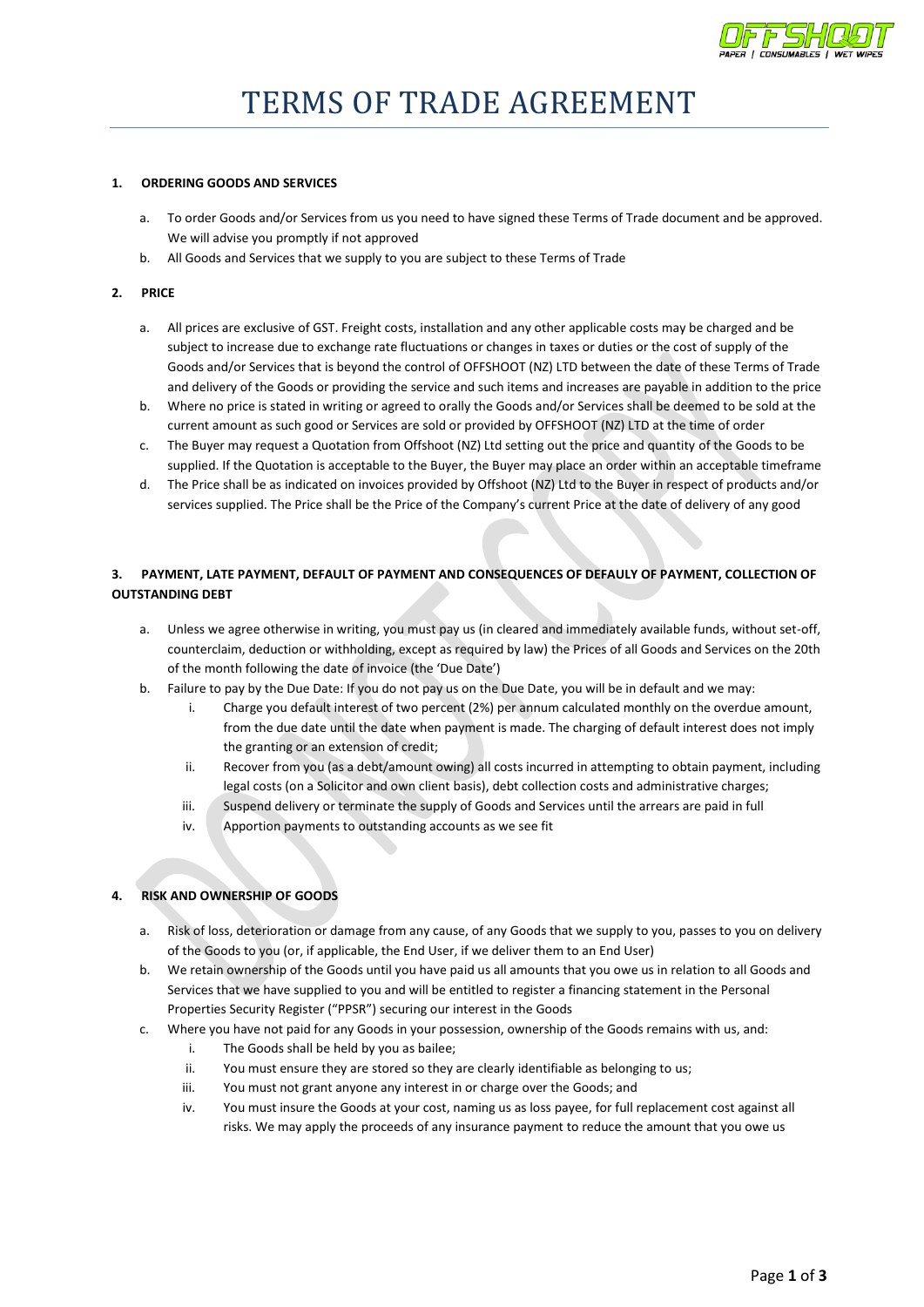# TERMS OF TRADE AGREEMENT

**1. ORDERING GOODS AND SERVICES**

a. To order Goods and/or Services from us you need to have signed these Terms of Trade document and be approved. We will advise you promptly if not approved

b. All Goods and Services that we supply to you are subject to these Terms of Trade

**2. PRICE**

a. All prices are exclusive of GST. Freight costs, installation and any other applicable costs may be charged and be subject to increase due to exchange rate fluctuations or changes in taxes or duties or the cost of supply of the Goods and/or Services that is beyond the control of OFFSHOOT (NZ) LTD between the date of these Terms of Trade and delivery of the Goods or providing the service and such items and increases are payable in addition to the price

b. Where no price is stated in writing or agreed to orally the Goods and/or Services shall be deemed to be sold at the current amount as such good or Services are sold or provided by OFFSHOOT (NZ) LTD at the time of order

c. The Buyer may request a Quotation from Offshoot (NZ) Ltd setting out the price and quantity of the Goods to be supplied. If the Quotation is acceptable to the Buyer, the Buyer may place an order within an acceptable timeframe

d. The Price shall be as indicated on invoices provided by Offshoot (NZ) Ltd to the Buyer in respect of products and/or services supplied. The Price shall be the Price of the Company's current Price at the date of delivery of any good

**3. PAYMENT, LATE PAYMENT, DEFAULT OF PAYMENT AND CONSEQUENCES OF DEFAULY OF PAYMENT, COLLECTION OF OUTSTANDING DEBT**

a. Unless we agree otherwise in writing, you must pay us (in cleared and immediately available funds, without set-off, counterclaim, deduction or withholding, except as required by law) the Prices of all Goods and Services on the 20th of the month following the date of invoice (the 'Due Date')

b. Failure to pay by the Due Date: If you do not pay us on the Due Date, you will be in default and we may:

   i. Charge you default interest of two percent (2%) per annum calculated monthly on the overdue amount, from the due date until the date when payment is made. The charging of default interest does not imply the granting or an extension of credit;

   ii. Recover from you (as a debt/amount owing) all costs incurred in attempting to obtain payment, including legal costs (on a Solicitor and own client basis), debt collection costs and administrative charges;

   iii. Suspend delivery or terminate the supply of Goods and Services until the arrears are paid in full

   iv. Apportion payments to outstanding accounts as we see fit

**4. RISK AND OWNERSHIP OF GOODS**

a. Risk of loss, deterioration or damage from any cause, of any Goods that we supply to you, passes to you on delivery of the Goods to you (or, if applicable, the End User, if we deliver them to an End User)

b. We retain ownership of the Goods until you have paid us all amounts that you owe us in relation to all Goods and Services that we have supplied to you and will be entitled to register a financing statement in the Personal Properties Security Register ("PPSR") securing our interest in the Goods

c. Where you have not paid for any Goods in your possession, ownership of the Goods remains with us, and:

   i. The Goods shall be held by you as bailee;

   ii. You must ensure they are stored so they are clearly identifiable as belonging to us;

   iii. You must not grant anyone any interest in or charge over the Goods; and

   iv. You must insure the Goods at your cost, naming us as loss payee, for full replacement cost against all risks. We may apply the proceeds of any insurance payment to reduce the amount that you owe us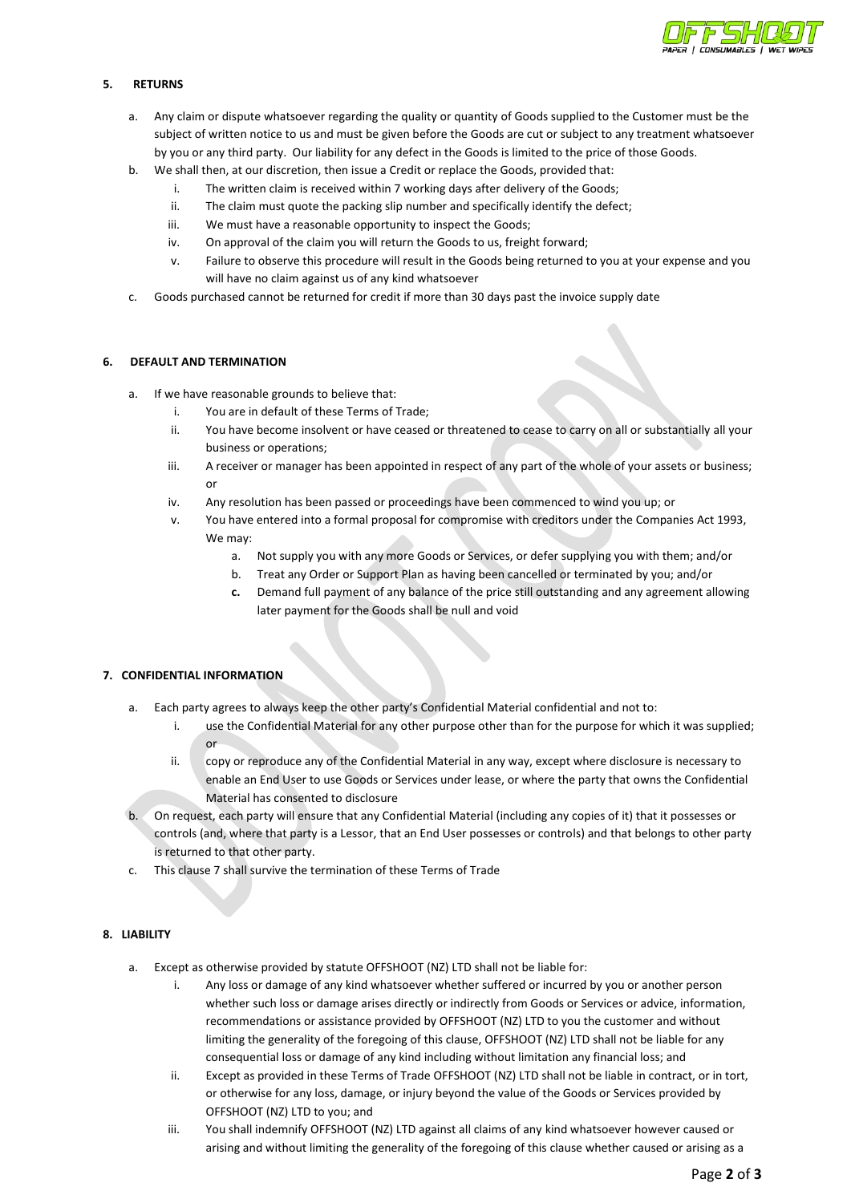## 5. RETURNS

a. Any claim or dispute whatsoever regarding the quality or quantity of Goods supplied to the Customer must be the subject of written notice to us and must be given before the Goods are cut or subject to any treatment whatsoever by you or any third party. Our liability for any defect in the Goods is limited to the price of those Goods.

b. We shall then, at our discretion, then issue a Credit or replace the Goods, provided that:
   i. The written claim is received within 7 working days after delivery of the Goods;
   ii. The claim must quote the packing slip number and specifically identify the defect;
   iii. We must have a reasonable opportunity to inspect the Goods;
   iv. On approval of the claim you will return the Goods to us, freight forward;
   v. Failure to observe this procedure will result in the Goods being returned to you at your expense and you will have no claim against us of any kind whatsoever

c. Goods purchased cannot be returned for credit if more than 30 days past the invoice supply date

## 6. DEFAULT AND TERMINATION

a. If we have reasonable grounds to believe that:
   i. You are in default of these Terms of Trade;
   ii. You have become insolvent or have ceased or threatened to cease to carry on all or substantially all your business or operations;
   iii. A receiver or manager has been appointed in respect of any part of the whole of your assets or business; or
   iv. Any resolution has been passed or proceedings have been commenced to wind you up; or
   v. You have entered into a formal proposal for compromise with creditors under the Companies Act 1993,

   We may:
      a. Not supply you with any more Goods or Services, or defer supplying you with them; and/or
      b. Treat any Order or Support Plan as having been cancelled or terminated by you; and/or
      **c.** Demand full payment of any balance of the price still outstanding and any agreement allowing later payment for the Goods shall be null and void

## 7. CONFIDENTIAL INFORMATION

a. Each party agrees to always keep the other party's Confidential Material confidential and not to:
   i. use the Confidential Material for any other purpose other than for the purpose for which it was supplied; or
   ii. copy or reproduce any of the Confidential Material in any way, except where disclosure is necessary to enable an End User to use Goods or Services under lease, or where the party that owns the Confidential Material has consented to disclosure

b. On request, each party will ensure that any Confidential Material (including any copies of it) that it possesses or controls (and, where that party is a Lessor, that an End User possesses or controls) and that belongs to other party is returned to that other party.

c. This clause 7 shall survive the termination of these Terms of Trade

## 8. LIABILITY

a. Except as otherwise provided by statute OFFSHOOT (NZ) LTD shall not be liable for:
   i. Any loss or damage of any kind whatsoever whether suffered or incurred by you or another person whether such loss or damage arises directly or indirectly from Goods or Services or advice, information, recommendations or assistance provided by OFFSHOOT (NZ) LTD to you the customer and without limiting the generality of the foregoing of this clause, OFFSHOOT (NZ) LTD shall not be liable for any consequential loss or damage of any kind including without limitation any financial loss; and
   ii. Except as provided in these Terms of Trade OFFSHOOT (NZ) LTD shall not be liable in contract, or in tort, or otherwise for any loss, damage, or injury beyond the value of the Goods or Services provided by OFFSHOOT (NZ) LTD to you; and
   iii. You shall indemnify OFFSHOOT (NZ) LTD against all claims of any kind whatsoever however caused or arising and without limiting the generality of the foregoing of this clause whether caused or arising as a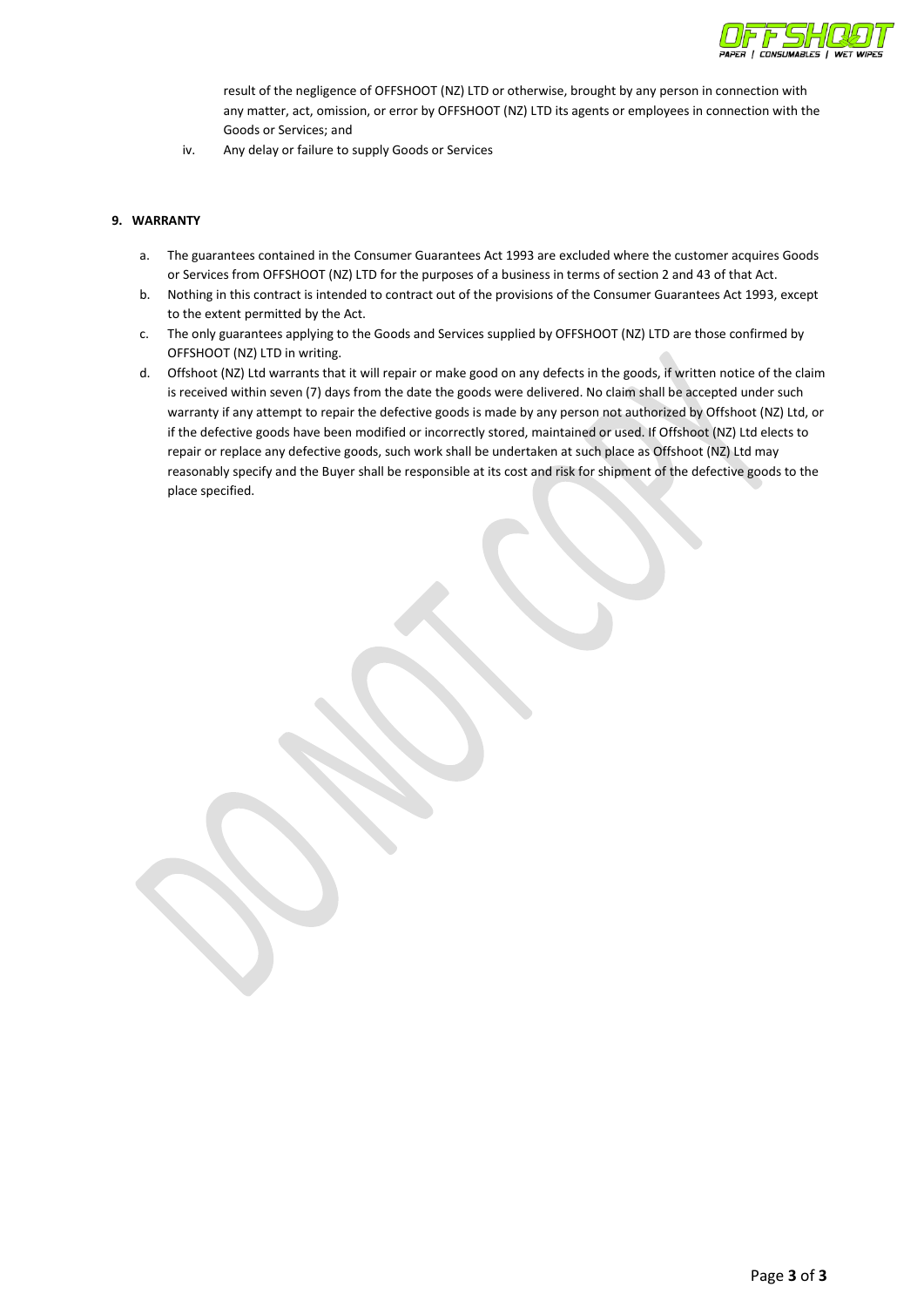result of the negligence of OFFSHOOT (NZ) LTD or otherwise, brought by any person in connection with any matter, act, omission, or error by OFFSHOOT (NZ) LTD its agents or employees in connection with the Goods or Services; and

iv. Any delay or failure to supply Goods or Services

**9. WARRANTY**

a. The guarantees contained in the Consumer Guarantees Act 1993 are excluded where the customer acquires Goods or Services from OFFSHOOT (NZ) LTD for the purposes of a business in terms of section 2 and 43 of that Act.

b. Nothing in this contract is intended to contract out of the provisions of the Consumer Guarantees Act 1993, except to the extent permitted by the Act.

c. The only guarantees applying to the Goods and Services supplied by OFFSHOOT (NZ) LTD are those confirmed by OFFSHOOT (NZ) LTD in writing.

d. Offshoot (NZ) Ltd warrants that it will repair or make good on any defects in the goods, if written notice of the claim is received within seven (7) days from the date the goods were delivered. No claim shall be accepted under such warranty if any attempt to repair the defective goods is made by any person not authorized by Offshoot (NZ) Ltd, or if the defective goods have been modified or incorrectly stored, maintained or used. If Offshoot (NZ) Ltd elects to repair or replace any defective goods, such work shall be undertaken at such place as Offshoot (NZ) Ltd may reasonably specify and the Buyer shall be responsible at its cost and risk for shipment of the defective goods to the place specified.